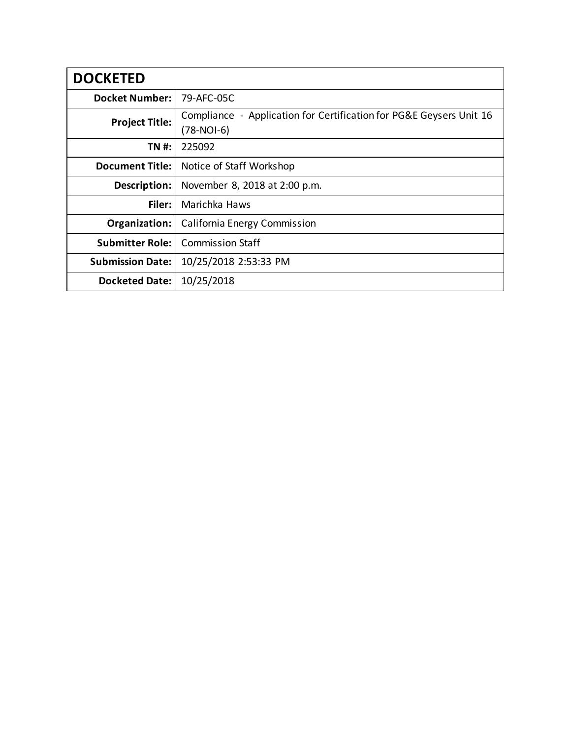| DOCKETED | |
|---|---|
| **Docket Number:** | 79-AFC-05C |
| **Project Title:** | Compliance - Application for Certification for PG&E Geysers Unit 16 (78-NOI-6) |
| **TN #:** | 225092 |
| **Document Title:** | Notice of Staff Workshop |
| **Description:** | November 8, 2018 at 2:00 p.m. |
| **Filer:** | Marichka Haws |
| **Organization:** | California Energy Commission |
| **Submitter Role:** | Commission Staff |
| **Submission Date:** | 10/25/2018 2:53:33 PM |
| **Docketed Date:** | 10/25/2018 |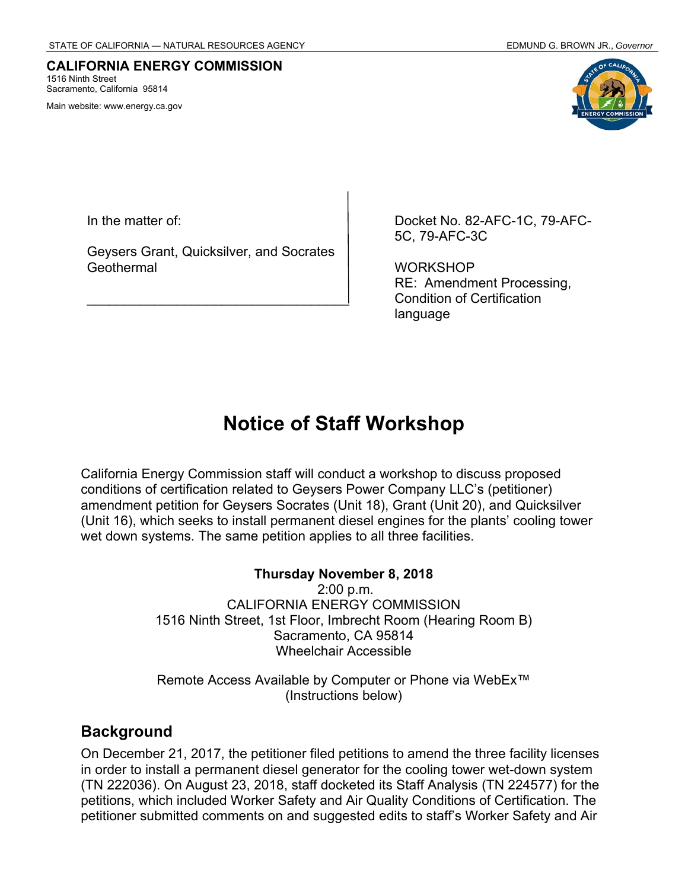STATE OF CALIFORNIA — NATURAL RESOURCES AGENCY | EDMUND G. BROWN JR., *Governor*

**CALIFORNIA ENERGY COMMISSION**
1516 Ninth Street
Sacramento, California 95814

Main website: www.energy.ca.gov

| In the matter of: | Docket No. 82-AFC-1C, 79-AFC-5C, 79-AFC-3C |
| --- | --- |
| Geysers Grant, Quicksilver, and Socrates Geothermal | WORKSHOP<br>RE: Amendment Processing, Condition of Certification language |

# Notice of Staff Workshop

California Energy Commission staff will conduct a workshop to discuss proposed conditions of certification related to Geysers Power Company LLC's (petitioner) amendment petition for Geysers Socrates (Unit 18), Grant (Unit 20), and Quicksilver (Unit 16), which seeks to install permanent diesel engines for the plants' cooling tower wet down systems. The same petition applies to all three facilities.

**Thursday November 8, 2018**
2:00 p.m.
CALIFORNIA ENERGY COMMISSION
1516 Ninth Street, 1st Floor, Imbrecht Room (Hearing Room B)
Sacramento, CA 95814
Wheelchair Accessible

Remote Access Available by Computer or Phone via WebEx™
(Instructions below)

## Background

On December 21, 2017, the petitioner filed petitions to amend the three facility licenses in order to install a permanent diesel generator for the cooling tower wet-down system (TN 222036). On August 23, 2018, staff docketed its Staff Analysis (TN 224577) for the petitions, which included Worker Safety and Air Quality Conditions of Certification. The petitioner submitted comments on and suggested edits to staff's Worker Safety and Air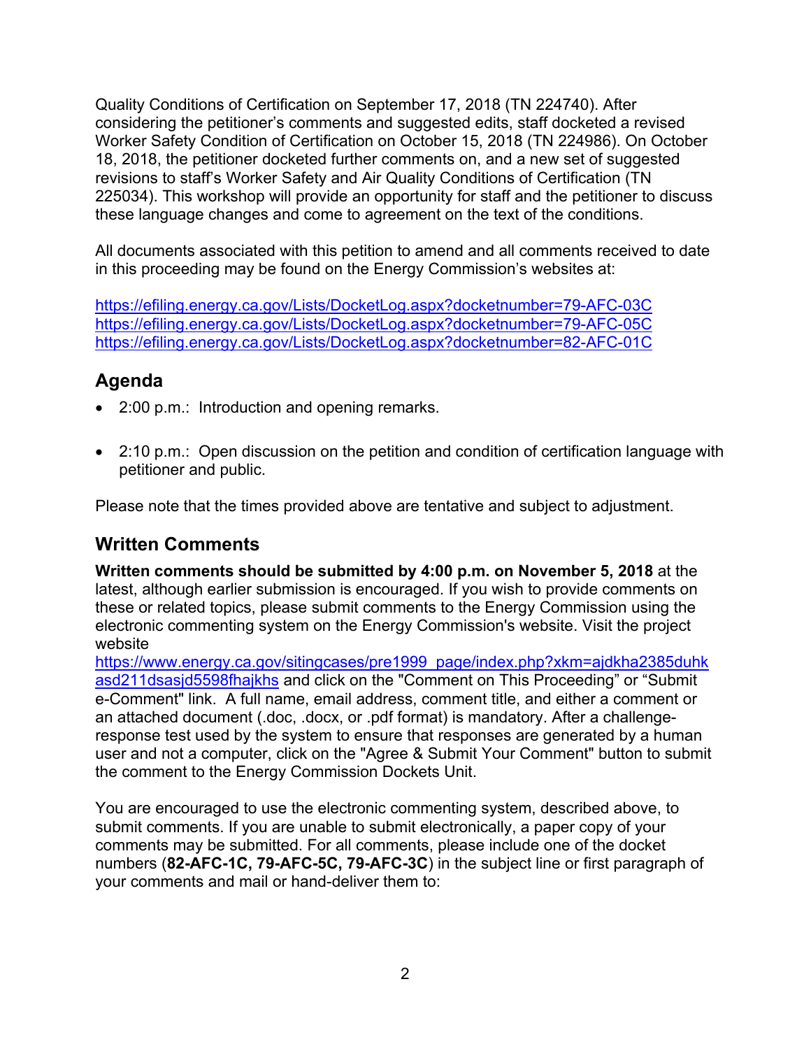Quality Conditions of Certification on September 17, 2018 (TN 224740). After considering the petitioner's comments and suggested edits, staff docketed a revised Worker Safety Condition of Certification on October 15, 2018 (TN 224986). On October 18, 2018, the petitioner docketed further comments on, and a new set of suggested revisions to staff's Worker Safety and Air Quality Conditions of Certification (TN 225034). This workshop will provide an opportunity for staff and the petitioner to discuss these language changes and come to agreement on the text of the conditions.

All documents associated with this petition to amend and all comments received to date in this proceeding may be found on the Energy Commission's websites at:

https://efiling.energy.ca.gov/Lists/DocketLog.aspx?docketnumber=79-AFC-03C
https://efiling.energy.ca.gov/Lists/DocketLog.aspx?docketnumber=79-AFC-05C
https://efiling.energy.ca.gov/Lists/DocketLog.aspx?docketnumber=82-AFC-01C

## Agenda

- 2:00 p.m.: Introduction and opening remarks.
- 2:10 p.m.: Open discussion on the petition and condition of certification language with petitioner and public.

Please note that the times provided above are tentative and subject to adjustment.

## Written Comments

**Written comments should be submitted by 4:00 p.m. on November 5, 2018** at the latest, although earlier submission is encouraged. If you wish to provide comments on these or related topics, please submit comments to the Energy Commission using the electronic commenting system on the Energy Commission's website. Visit the project website https://www.energy.ca.gov/sitingcases/pre1999_page/index.php?xkm=ajdkha2385duhkasd211dsasjd5598fhajkhs and click on the "Comment on This Proceeding" or "Submit e-Comment" link. A full name, email address, comment title, and either a comment or an attached document (.doc, .docx, or .pdf format) is mandatory. After a challenge-response test used by the system to ensure that responses are generated by a human user and not a computer, click on the "Agree & Submit Your Comment" button to submit the comment to the Energy Commission Dockets Unit.

You are encouraged to use the electronic commenting system, described above, to submit comments. If you are unable to submit electronically, a paper copy of your comments may be submitted. For all comments, please include one of the docket numbers (**82-AFC-1C, 79-AFC-5C, 79-AFC-3C**) in the subject line or first paragraph of your comments and mail or hand-deliver them to: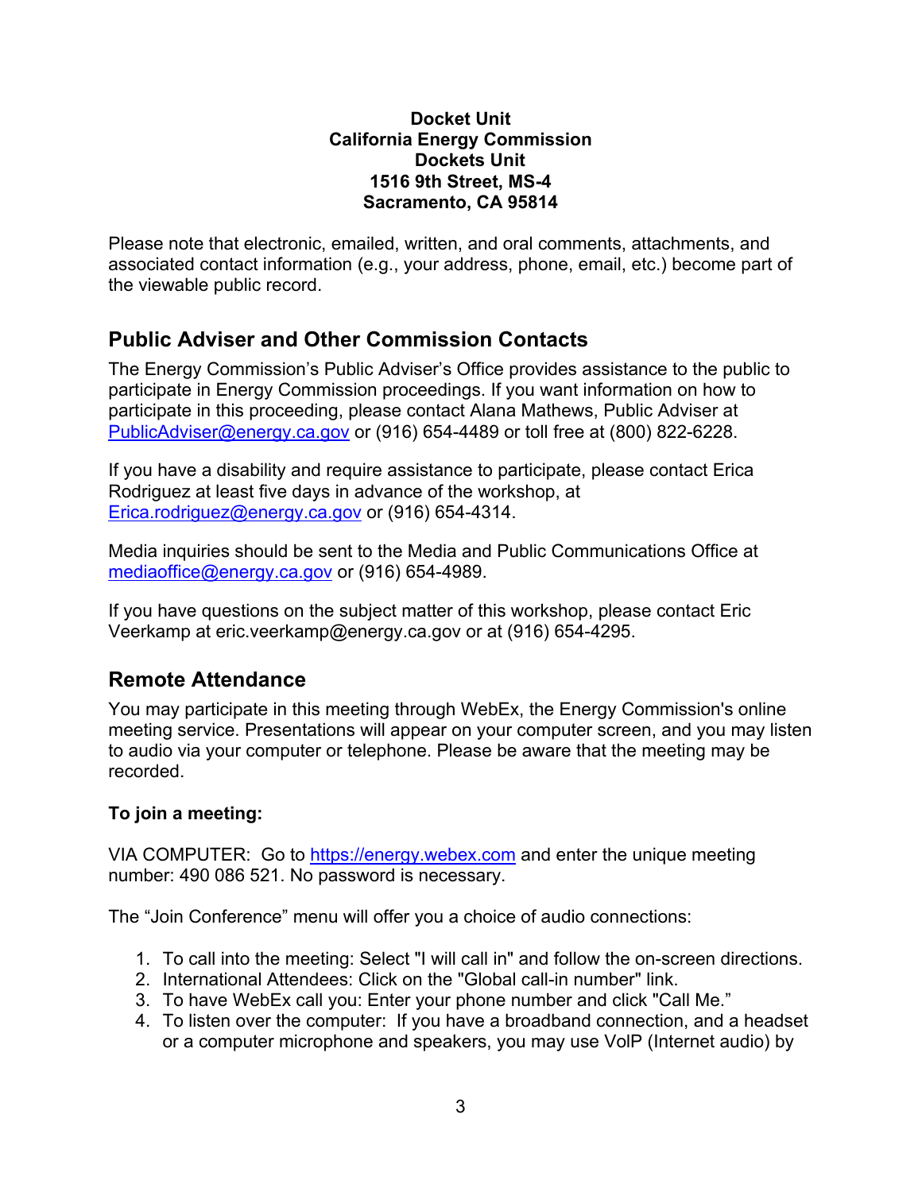**Docket Unit**
**California Energy Commission**
**Dockets Unit**
**1516 9th Street, MS-4**
**Sacramento, CA 95814**

Please note that electronic, emailed, written, and oral comments, attachments, and associated contact information (e.g., your address, phone, email, etc.) become part of the viewable public record.

## Public Adviser and Other Commission Contacts

The Energy Commission's Public Adviser's Office provides assistance to the public to participate in Energy Commission proceedings. If you want information on how to participate in this proceeding, please contact Alana Mathews, Public Adviser at PublicAdviser@energy.ca.gov or (916) 654-4489 or toll free at (800) 822-6228.

If you have a disability and require assistance to participate, please contact Erica Rodriguez at least five days in advance of the workshop, at Erica.rodriguez@energy.ca.gov or (916) 654-4314.

Media inquiries should be sent to the Media and Public Communications Office at mediaoffice@energy.ca.gov or (916) 654-4989.

If you have questions on the subject matter of this workshop, please contact Eric Veerkamp at eric.veerkamp@energy.ca.gov or at (916) 654-4295.

## Remote Attendance

You may participate in this meeting through WebEx, the Energy Commission's online meeting service. Presentations will appear on your computer screen, and you may listen to audio via your computer or telephone. Please be aware that the meeting may be recorded.

**To join a meeting:**

VIA COMPUTER: Go to https://energy.webex.com and enter the unique meeting number: 490 086 521. No password is necessary.

The "Join Conference" menu will offer you a choice of audio connections:

1. To call into the meeting: Select "I will call in" and follow the on-screen directions.
2. International Attendees: Click on the "Global call-in number" link.
3. To have WebEx call you: Enter your phone number and click "Call Me."
4. To listen over the computer: If you have a broadband connection, and a headset or a computer microphone and speakers, you may use VolP (Internet audio) by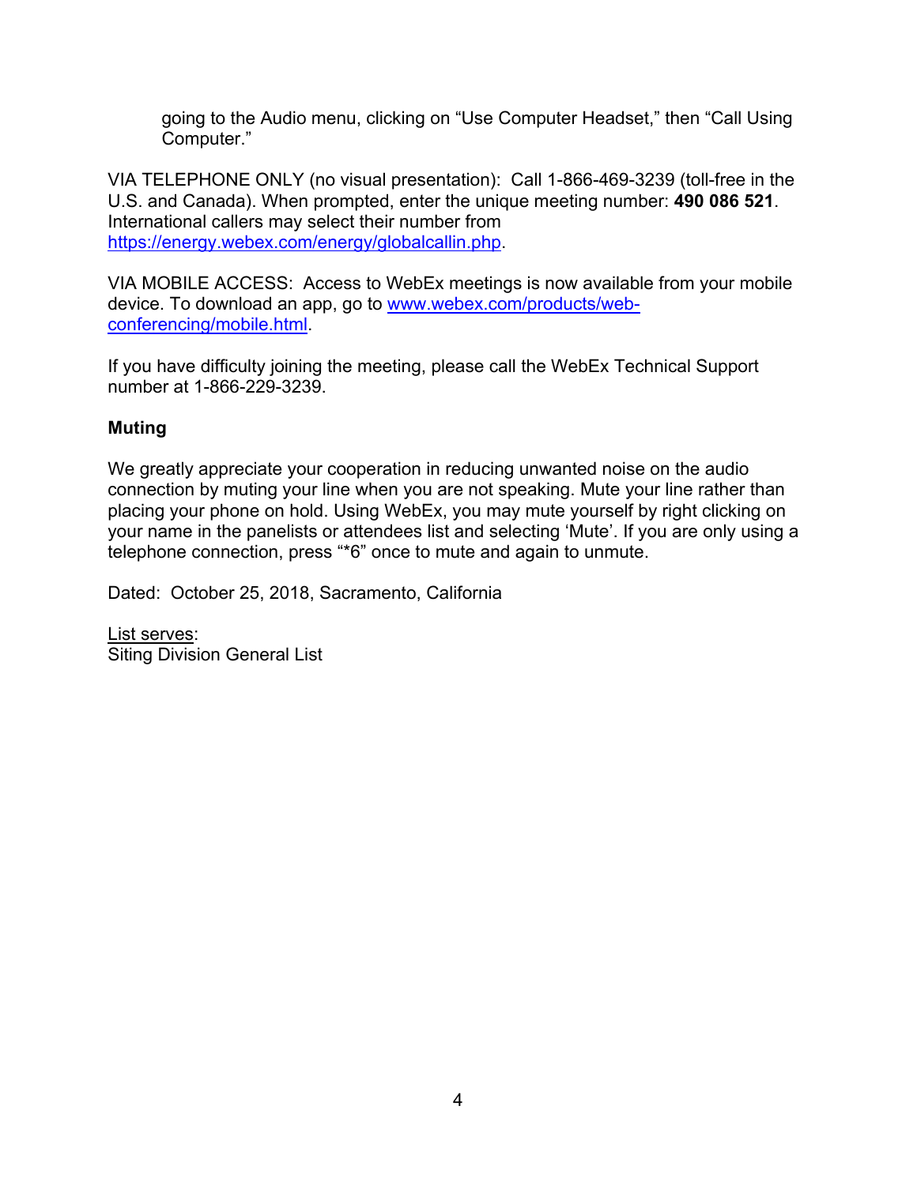going to the Audio menu, clicking on “Use Computer Headset,” then “Call Using Computer.”

VIA TELEPHONE ONLY (no visual presentation): Call 1-866-469-3239 (toll-free in the U.S. and Canada). When prompted, enter the unique meeting number: **490 086 521**. International callers may select their number from https://energy.webex.com/energy/globalcallin.php.

VIA MOBILE ACCESS: Access to WebEx meetings is now available from your mobile device. To download an app, go to www.webex.com/products/web-conferencing/mobile.html.

If you have difficulty joining the meeting, please call the WebEx Technical Support number at 1-866-229-3239.

**Muting**

We greatly appreciate your cooperation in reducing unwanted noise on the audio connection by muting your line when you are not speaking. Mute your line rather than placing your phone on hold. Using WebEx, you may mute yourself by right clicking on your name in the panelists or attendees list and selecting ‘Mute’. If you are only using a telephone connection, press “*6” once to mute and again to unmute.

Dated: October 25, 2018, Sacramento, California

List serves:
Siting Division General List